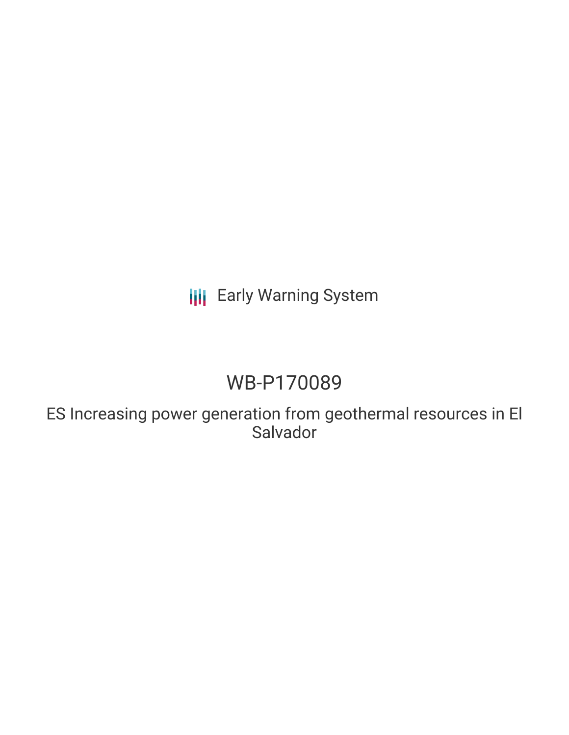Early Warning System

# WB-P170089

## ES Increasing power generation from geothermal resources in El Salvador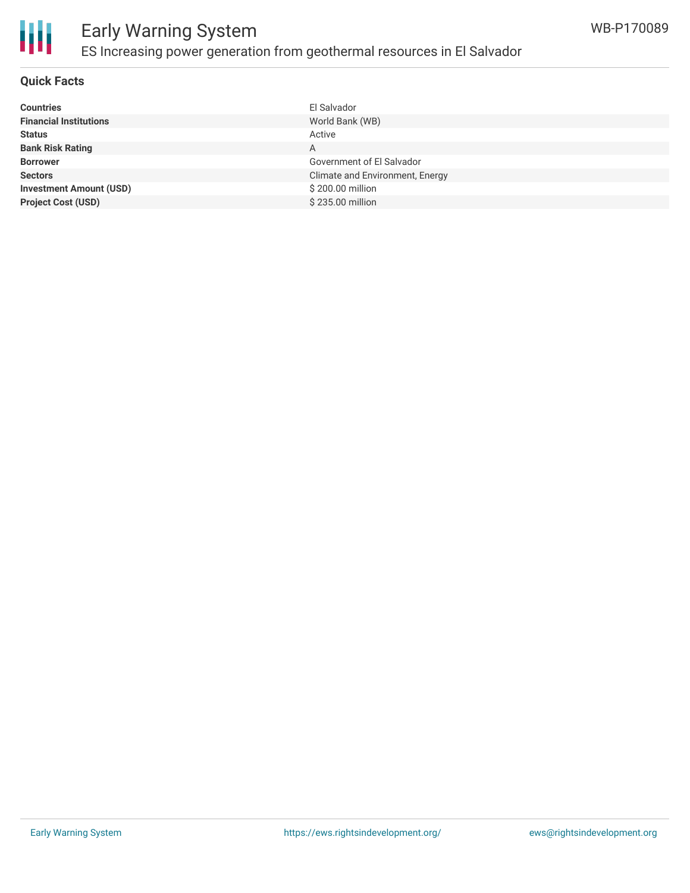# Early Warning System

## ES Increasing power generation from geothermal resources in El Salvador

WB-P170089

### Quick Facts

| | |
|---|---|
| **Countries** | El Salvador |
| **Financial Institutions** | World Bank (WB) |
| **Status** | Active |
| **Bank Risk Rating** | A |
| **Borrower** | Government of El Salvador |
| **Sectors** | Climate and Environment, Energy |
| **Investment Amount (USD)** | $ 200.00 million |
| **Project Cost (USD)** | $ 235.00 million |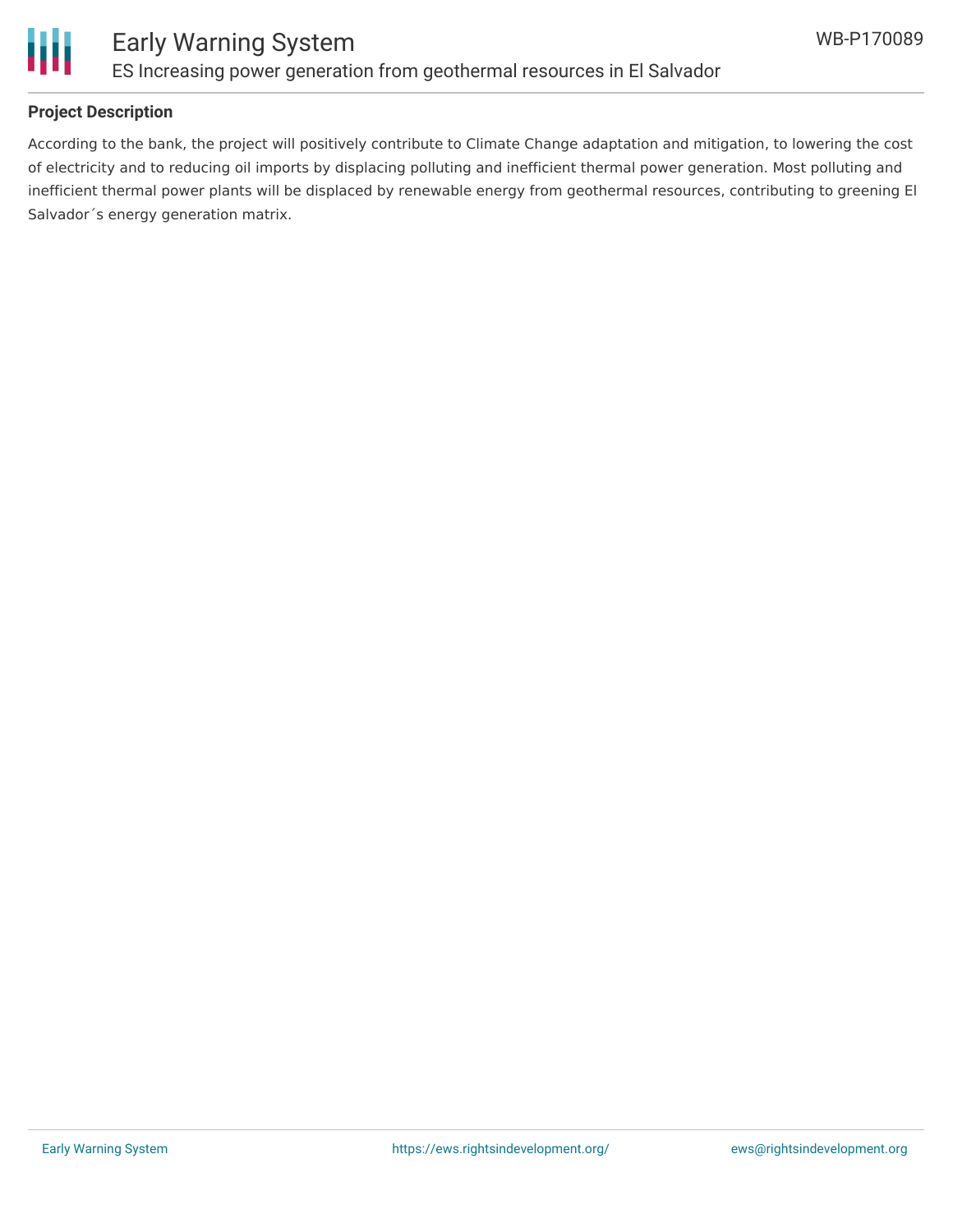## Project Description

According to the bank, the project will positively contribute to Climate Change adaptation and mitigation, to lowering the cost of electricity and to reducing oil imports by displacing polluting and inefficient thermal power generation. Most polluting and inefficient thermal power plants will be displaced by renewable energy from geothermal resources, contributing to greening El Salvador´s energy generation matrix.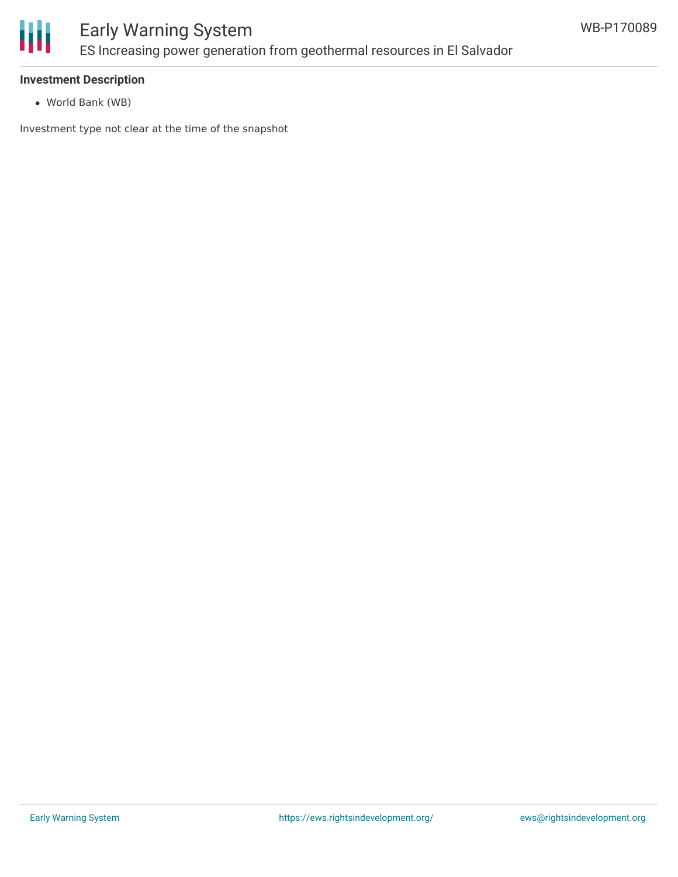### Investment Description

- World Bank (WB)

Investment type not clear at the time of the snapshot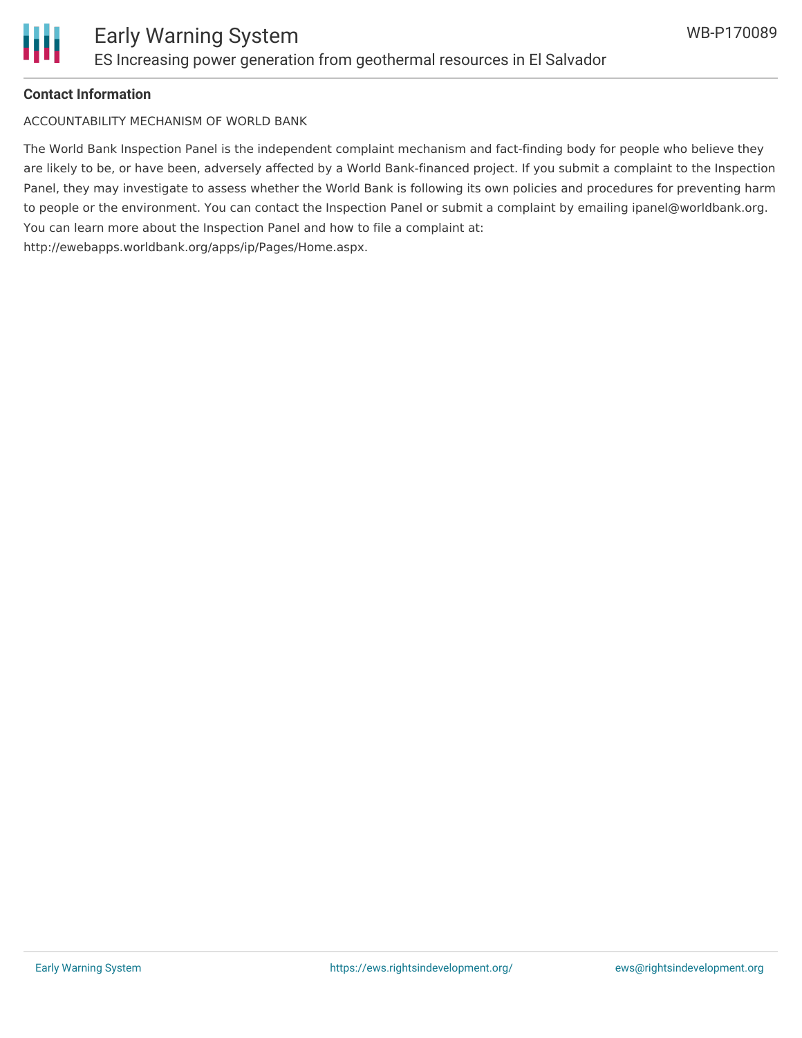**Contact Information**

ACCOUNTABILITY MECHANISM OF WORLD BANK

The World Bank Inspection Panel is the independent complaint mechanism and fact-finding body for people who believe they are likely to be, or have been, adversely affected by a World Bank-financed project. If you submit a complaint to the Inspection Panel, they may investigate to assess whether the World Bank is following its own policies and procedures for preventing harm to people or the environment. You can contact the Inspection Panel or submit a complaint by emailing ipanel@worldbank.org. You can learn more about the Inspection Panel and how to file a complaint at: http://ewebapps.worldbank.org/apps/ip/Pages/Home.aspx.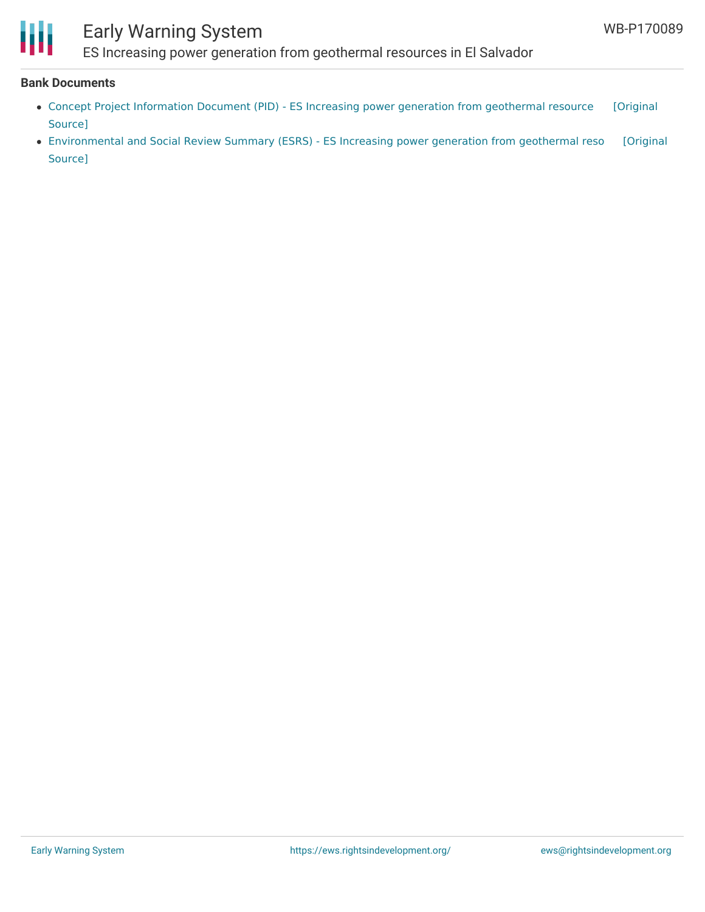**Bank Documents**

- Concept Project Information Document (PID) - ES Increasing power generation from geothermal resource [Original Source]
- Environmental and Social Review Summary (ESRS) - ES Increasing power generation from geothermal reso [Original Source]